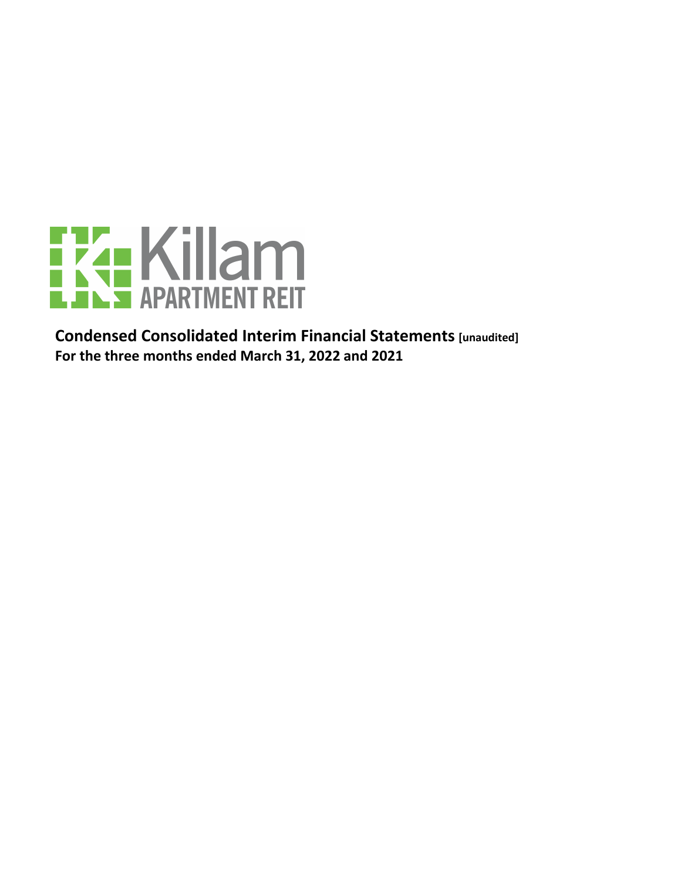Killam APARTMENT REIT

**Condensed Consolidated Interim Financial Statements** **[unaudited]**
**For the three months ended March 31, 2022 and 2021**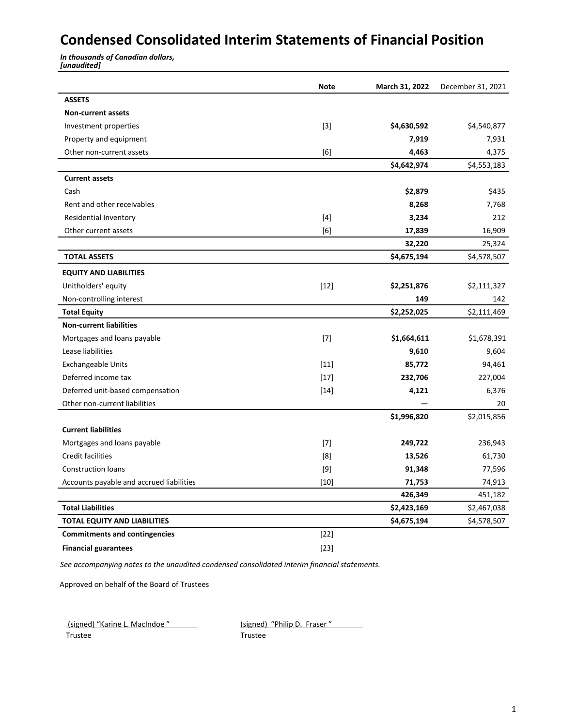# Condensed Consolidated Interim Statements of Financial Position

***In thousands of Canadian dollars,***
***[unaudited]***

| | Note | March 31, 2022 | December 31, 2021 |
|---|---|---|---|
| **ASSETS** | | | |
| **Non-current assets** | | | |
| Investment properties | [3] | **$4,630,592** | $4,540,877 |
| Property and equipment | | **7,919** | 7,931 |
| Other non-current assets | [6] | **4,463** | 4,375 |
| | | **$4,642,974** | $4,553,183 |
| **Current assets** | | | |
| Cash | | **$2,879** | $435 |
| Rent and other receivables | | **8,268** | 7,768 |
| Residential Inventory | [4] | **3,234** | 212 |
| Other current assets | [6] | **17,839** | 16,909 |
| | | **32,220** | 25,324 |
| **TOTAL ASSETS** | | **$4,675,194** | $4,578,507 |
| **EQUITY AND LIABILITIES** | | | |
| Unitholders' equity | [12] | **$2,251,876** | $2,111,327 |
| Non-controlling interest | | **149** | 142 |
| **Total Equity** | | **$2,252,025** | $2,111,469 |
| **Non-current liabilities** | | | |
| Mortgages and loans payable | [7] | **$1,664,611** | $1,678,391 |
| Lease liabilities | | **9,610** | 9,604 |
| Exchangeable Units | [11] | **85,772** | 94,461 |
| Deferred income tax | [17] | **232,706** | 227,004 |
| Deferred unit-based compensation | [14] | **4,121** | 6,376 |
| Other non-current liabilities | | **—** | 20 |
| | | **$1,996,820** | $2,015,856 |
| **Current liabilities** | | | |
| Mortgages and loans payable | [7] | **249,722** | 236,943 |
| Credit facilities | [8] | **13,526** | 61,730 |
| Construction loans | [9] | **91,348** | 77,596 |
| Accounts payable and accrued liabilities | [10] | **71,753** | 74,913 |
| | | **426,349** | 451,182 |
| **Total Liabilities** | | **$2,423,169** | $2,467,038 |
| **TOTAL EQUITY AND LIABILITIES** | | **$4,675,194** | $4,578,507 |
| **Commitments and contingencies** | [22] | | |
| **Financial guarantees** | [23] | | |

*See accompanying notes to the unaudited condensed consolidated interim financial statements.*

Approved on behalf of the Board of Trustees

(signed) "Karine L. MacIndoe "
Trustee

(signed) "Philip D. Fraser "
Trustee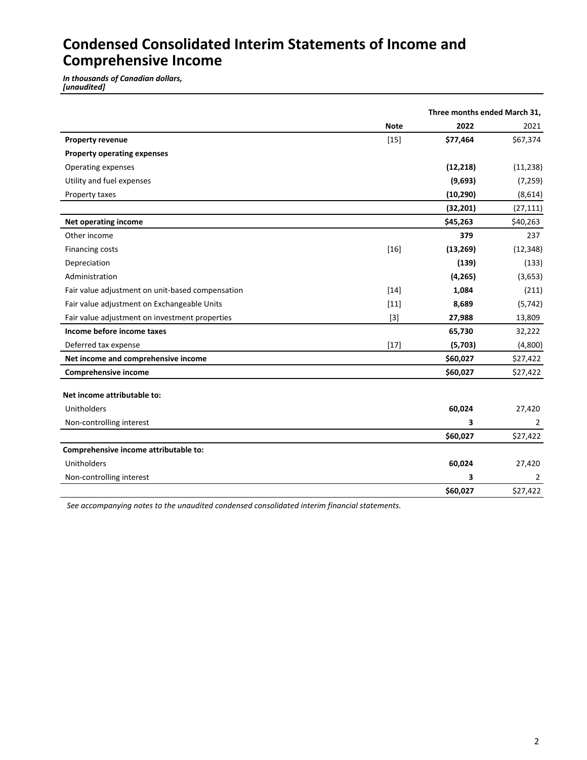# Condensed Consolidated Interim Statements of Income and Comprehensive Income

***In thousands of Canadian dollars,***
***[unaudited]***

| | Note | Three months ended March 31, 2022 | 2021 |
|---|---|---|---|
| **Property revenue** | [15] | **$77,464** | $67,374 |
| **Property operating expenses** | | | |
| Operating expenses | | **(12,218)** | (11,238) |
| Utility and fuel expenses | | **(9,693)** | (7,259) |
| Property taxes | | **(10,290)** | (8,614) |
| | | **(32,201)** | (27,111) |
| **Net operating income** | | **$45,263** | $40,263 |
| Other income | | **379** | 237 |
| Financing costs | [16] | **(13,269)** | (12,348) |
| Depreciation | | **(139)** | (133) |
| Administration | | **(4,265)** | (3,653) |
| Fair value adjustment on unit-based compensation | [14] | **1,084** | (211) |
| Fair value adjustment on Exchangeable Units | [11] | **8,689** | (5,742) |
| Fair value adjustment on investment properties | [3] | **27,988** | 13,809 |
| **Income before income taxes** | | **65,730** | 32,222 |
| Deferred tax expense | [17] | **(5,703)** | (4,800) |
| **Net income and comprehensive income** | | **$60,027** | $27,422 |
| **Comprehensive income** | | **$60,027** | $27,422 |
| | | | |
| **Net income attributable to:** | | | |
| Unitholders | | **60,024** | 27,420 |
| Non-controlling interest | | **3** | 2 |
| | | **$60,027** | $27,422 |
| **Comprehensive income attributable to:** | | | |
| Unitholders | | **60,024** | 27,420 |
| Non-controlling interest | | **3** | 2 |
| | | **$60,027** | $27,422 |

*See accompanying notes to the unaudited condensed consolidated interim financial statements.*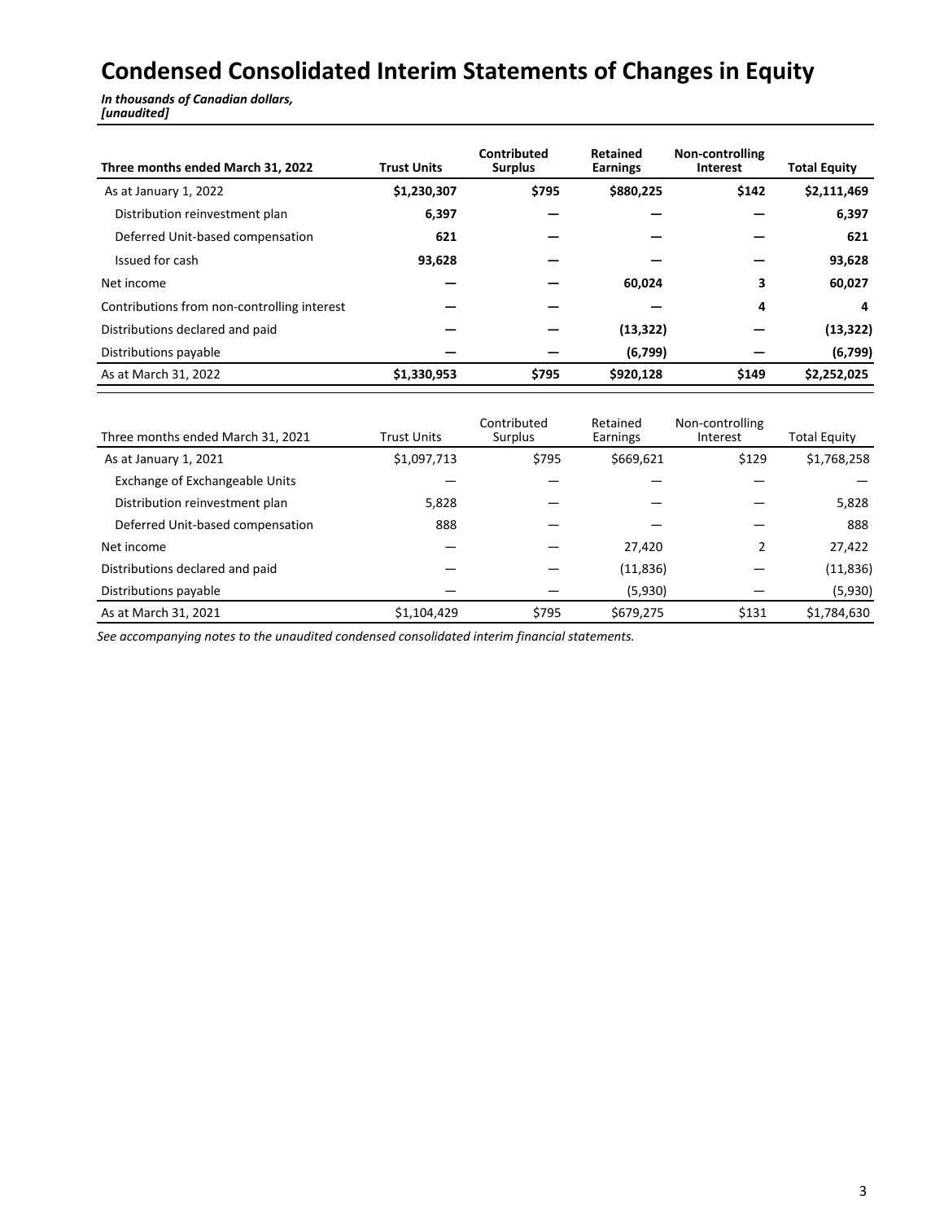# Condensed Consolidated Interim Statements of Changes in Equity

***In thousands of Canadian dollars,***
***[unaudited]***

| **Three months ended March 31, 2022** | **Trust Units** | **Contributed Surplus** | **Retained Earnings** | **Non-controlling Interest** | **Total Equity** |
|---|---|---|---|---|---|
| As at January 1, 2022 | **$1,230,307** | **$795** | **$880,225** | **$142** | **$2,111,469** |
| Distribution reinvestment plan | **6,397** | **—** | **—** | **—** | **6,397** |
| Deferred Unit-based compensation | **621** | **—** | **—** | **—** | **621** |
| Issued for cash | **93,628** | **—** | **—** | **—** | **93,628** |
| Net income | **—** | **—** | **60,024** | **3** | **60,027** |
| Contributions from non-controlling interest | **—** | **—** | **—** | **4** | **4** |
| Distributions declared and paid | **—** | **—** | **(13,322)** | **—** | **(13,322)** |
| Distributions payable | **—** | **—** | **(6,799)** | **—** | **(6,799)** |
| As at March 31, 2022 | **$1,330,953** | **$795** | **$920,128** | **$149** | **$2,252,025** |

| Three months ended March 31, 2021 | Trust Units | Contributed Surplus | Retained Earnings | Non-controlling Interest | Total Equity |
|---|---|---|---|---|---|
| As at January 1, 2021 | $1,097,713 | $795 | $669,621 | $129 | $1,768,258 |
| Exchange of Exchangeable Units | — | — | — | — | — |
| Distribution reinvestment plan | 5,828 | — | — | — | 5,828 |
| Deferred Unit-based compensation | 888 | — | — | — | 888 |
| Net income | — | — | 27,420 | 2 | 27,422 |
| Distributions declared and paid | — | — | (11,836) | — | (11,836) |
| Distributions payable | — | — | (5,930) | — | (5,930) |
| As at March 31, 2021 | $1,104,429 | $795 | $679,275 | $131 | $1,784,630 |

*See accompanying notes to the unaudited condensed consolidated interim financial statements.*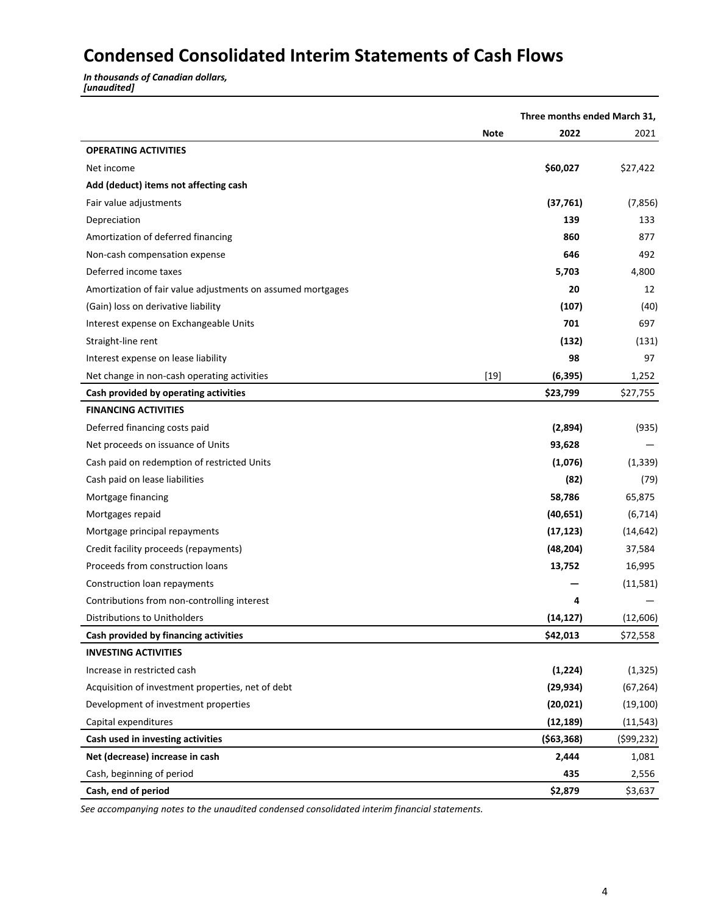# Condensed Consolidated Interim Statements of Cash Flows

***In thousands of Canadian dollars, [unaudited]***

| | | Three months ended March 31, | |
|---|---|---|---|
| | **Note** | **2022** | 2021 |
| **OPERATING ACTIVITIES** | | | |
| Net income | | **$60,027** | $27,422 |
| **Add (deduct) items not affecting cash** | | | |
| Fair value adjustments | | **(37,761)** | (7,856) |
| Depreciation | | **139** | 133 |
| Amortization of deferred financing | | **860** | 877 |
| Non-cash compensation expense | | **646** | 492 |
| Deferred income taxes | | **5,703** | 4,800 |
| Amortization of fair value adjustments on assumed mortgages | | **20** | 12 |
| (Gain) loss on derivative liability | | **(107)** | (40) |
| Interest expense on Exchangeable Units | | **701** | 697 |
| Straight-line rent | | **(132)** | (131) |
| Interest expense on lease liability | | **98** | 97 |
| Net change in non-cash operating activities | [19] | **(6,395)** | 1,252 |
| **Cash provided by operating activities** | | **$23,799** | $27,755 |
| **FINANCING ACTIVITIES** | | | |
| Deferred financing costs paid | | **(2,894)** | (935) |
| Net proceeds on issuance of Units | | **93,628** | — |
| Cash paid on redemption of restricted Units | | **(1,076)** | (1,339) |
| Cash paid on lease liabilities | | **(82)** | (79) |
| Mortgage financing | | **58,786** | 65,875 |
| Mortgages repaid | | **(40,651)** | (6,714) |
| Mortgage principal repayments | | **(17,123)** | (14,642) |
| Credit facility proceeds (repayments) | | **(48,204)** | 37,584 |
| Proceeds from construction loans | | **13,752** | 16,995 |
| Construction loan repayments | | **—** | (11,581) |
| Contributions from non-controlling interest | | **4** | — |
| Distributions to Unitholders | | **(14,127)** | (12,606) |
| **Cash provided by financing activities** | | **$42,013** | $72,558 |
| **INVESTING ACTIVITIES** | | | |
| Increase in restricted cash | | **(1,224)** | (1,325) |
| Acquisition of investment properties, net of debt | | **(29,934)** | (67,264) |
| Development of investment properties | | **(20,021)** | (19,100) |
| Capital expenditures | | **(12,189)** | (11,543) |
| **Cash used in investing activities** | | **($63,368)** | ($99,232) |
| **Net (decrease) increase in cash** | | **2,444** | 1,081 |
| Cash, beginning of period | | **435** | 2,556 |
| **Cash, end of period** | | **$2,879** | $3,637 |

*See accompanying notes to the unaudited condensed consolidated interim financial statements.*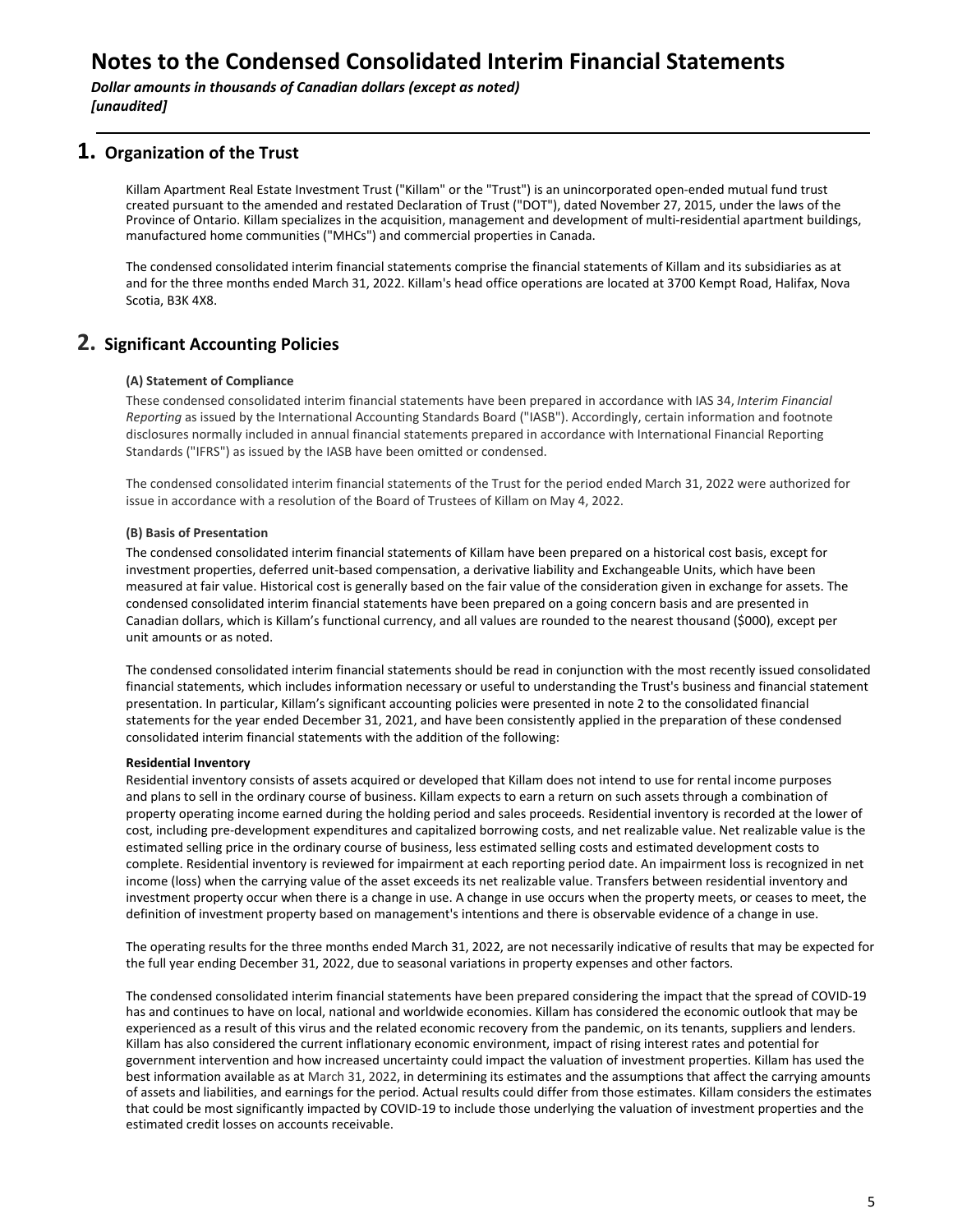# Notes to the Condensed Consolidated Interim Financial Statements

***Dollar amounts in thousands of Canadian dollars (except as noted)***
***[unaudited]***

## 1. Organization of the Trust

Killam Apartment Real Estate Investment Trust ("Killam" or the "Trust") is an unincorporated open-ended mutual fund trust created pursuant to the amended and restated Declaration of Trust ("DOT"), dated November 27, 2015, under the laws of the Province of Ontario. Killam specializes in the acquisition, management and development of multi-residential apartment buildings, manufactured home communities ("MHCs") and commercial properties in Canada.

The condensed consolidated interim financial statements comprise the financial statements of Killam and its subsidiaries as at and for the three months ended March 31, 2022. Killam's head office operations are located at 3700 Kempt Road, Halifax, Nova Scotia, B3K 4X8.

## 2. Significant Accounting Policies

**(A) Statement of Compliance**

These condensed consolidated interim financial statements have been prepared in accordance with IAS 34, *Interim Financial Reporting* as issued by the International Accounting Standards Board ("IASB"). Accordingly, certain information and footnote disclosures normally included in annual financial statements prepared in accordance with International Financial Reporting Standards ("IFRS") as issued by the IASB have been omitted or condensed.

The condensed consolidated interim financial statements of the Trust for the period ended March 31, 2022 were authorized for issue in accordance with a resolution of the Board of Trustees of Killam on May 4, 2022.

**(B) Basis of Presentation**

The condensed consolidated interim financial statements of Killam have been prepared on a historical cost basis, except for investment properties, deferred unit-based compensation, a derivative liability and Exchangeable Units, which have been measured at fair value. Historical cost is generally based on the fair value of the consideration given in exchange for assets. The condensed consolidated interim financial statements have been prepared on a going concern basis and are presented in Canadian dollars, which is Killam's functional currency, and all values are rounded to the nearest thousand ($000), except per unit amounts or as noted.

The condensed consolidated interim financial statements should be read in conjunction with the most recently issued consolidated financial statements, which includes information necessary or useful to understanding the Trust's business and financial statement presentation. In particular, Killam's significant accounting policies were presented in note 2 to the consolidated financial statements for the year ended December 31, 2021, and have been consistently applied in the preparation of these condensed consolidated interim financial statements with the addition of the following:

**Residential Inventory**

Residential inventory consists of assets acquired or developed that Killam does not intend to use for rental income purposes and plans to sell in the ordinary course of business. Killam expects to earn a return on such assets through a combination of property operating income earned during the holding period and sales proceeds. Residential inventory is recorded at the lower of cost, including pre-development expenditures and capitalized borrowing costs, and net realizable value. Net realizable value is the estimated selling price in the ordinary course of business, less estimated selling costs and estimated development costs to complete. Residential inventory is reviewed for impairment at each reporting period date. An impairment loss is recognized in net income (loss) when the carrying value of the asset exceeds its net realizable value. Transfers between residential inventory and investment property occur when there is a change in use. A change in use occurs when the property meets, or ceases to meet, the definition of investment property based on management's intentions and there is observable evidence of a change in use.

The operating results for the three months ended March 31, 2022, are not necessarily indicative of results that may be expected for the full year ending December 31, 2022, due to seasonal variations in property expenses and other factors.

The condensed consolidated interim financial statements have been prepared considering the impact that the spread of COVID-19 has and continues to have on local, national and worldwide economies. Killam has considered the economic outlook that may be experienced as a result of this virus and the related economic recovery from the pandemic, on its tenants, suppliers and lenders. Killam has also considered the current inflationary economic environment, impact of rising interest rates and potential for government intervention and how increased uncertainty could impact the valuation of investment properties. Killam has used the best information available as at March 31, 2022, in determining its estimates and the assumptions that affect the carrying amounts of assets and liabilities, and earnings for the period. Actual results could differ from those estimates. Killam considers the estimates that could be most significantly impacted by COVID-19 to include those underlying the valuation of investment properties and the estimated credit losses on accounts receivable.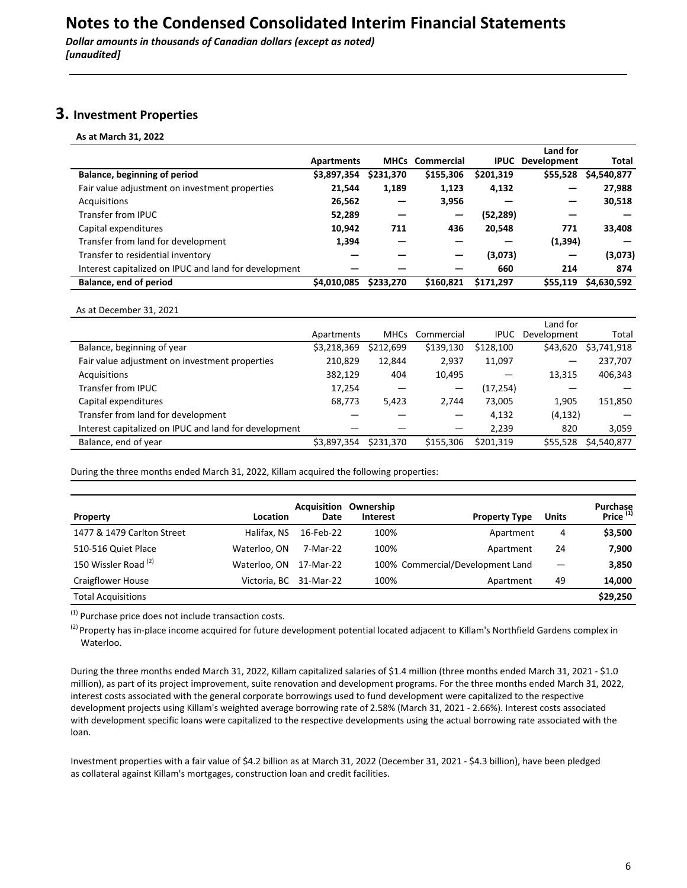# Notes to the Condensed Consolidated Interim Financial Statements

*Dollar amounts in thousands of Canadian dollars (except as noted)*
*[unaudited]*

## 3. Investment Properties

**As at March 31, 2022**

| | Apartments | MHCs | Commercial | IPUC | Land for Development | Total |
|---|---|---|---|---|---|---|
| **Balance, beginning of period** | **$3,897,354** | **$231,370** | **$155,306** | **$201,319** | **$55,528** | **$4,540,877** |
| Fair value adjustment on investment properties | **21,544** | **1,189** | **1,123** | **4,132** | **—** | **27,988** |
| Acquisitions | **26,562** | **—** | **3,956** | **—** | **—** | **30,518** |
| Transfer from IPUC | **52,289** | **—** | **—** | **(52,289)** | **—** | **—** |
| Capital expenditures | **10,942** | **711** | **436** | **20,548** | **771** | **33,408** |
| Transfer from land for development | **1,394** | **—** | **—** | **—** | **(1,394)** | **—** |
| Transfer to residential inventory | **—** | **—** | **—** | **(3,073)** | **—** | **(3,073)** |
| Interest capitalized on IPUC and land for development | **—** | **—** | **—** | **660** | **214** | **874** |
| **Balance, end of period** | **$4,010,085** | **$233,270** | **$160,821** | **$171,297** | **$55,119** | **$4,630,592** |

As at December 31, 2021

| | Apartments | MHCs | Commercial | IPUC | Land for Development | Total |
|---|---|---|---|---|---|---|
| Balance, beginning of year | $3,218,369 | $212,699 | $139,130 | $128,100 | $43,620 | $3,741,918 |
| Fair value adjustment on investment properties | 210,829 | 12,844 | 2,937 | 11,097 | — | 237,707 |
| Acquisitions | 382,129 | 404 | 10,495 | — | 13,315 | 406,343 |
| Transfer from IPUC | 17,254 | — | — | (17,254) | — | — |
| Capital expenditures | 68,773 | 5,423 | 2,744 | 73,005 | 1,905 | 151,850 |
| Transfer from land for development | — | — | — | 4,132 | (4,132) | — |
| Interest capitalized on IPUC and land for development | — | — | — | 2,239 | 820 | 3,059 |
| Balance, end of year | $3,897,354 | $231,370 | $155,306 | $201,319 | $55,528 | $4,540,877 |

During the three months ended March 31, 2022, Killam acquired the following properties:

| Property | Location | Acquisition Date | Ownership Interest | Property Type | Units | Purchase Price [1] |
|---|---|---|---|---|---|---|
| 1477 & 1479 Carlton Street | Halifax, NS | 16-Feb-22 | 100% | Apartment | 4 | **$3,500** |
| 510-516 Quiet Place | Waterloo, ON | 7-Mar-22 | 100% | Apartment | 24 | **7,900** |
| 150 Wissler Road [2] | Waterloo, ON | 17-Mar-22 | 100% | Commercial/Development Land | — | **3,850** |
| Craigflower House | Victoria, BC | 31-Mar-22 | 100% | Apartment | 49 | **14,000** |
| Total Acquisitions | | | | | | **$29,250** |

[1] Purchase price does not include transaction costs.

[2] Property has in-place income acquired for future development potential located adjacent to Killam's Northfield Gardens complex in Waterloo.

During the three months ended March 31, 2022, Killam capitalized salaries of $1.4 million (three months ended March 31, 2021 - $1.0 million), as part of its project improvement, suite renovation and development programs. For the three months ended March 31, 2022, interest costs associated with the general corporate borrowings used to fund development were capitalized to the respective development projects using Killam's weighted average borrowing rate of 2.58% (March 31, 2021 - 2.66%). Interest costs associated with development specific loans were capitalized to the respective developments using the actual borrowing rate associated with the loan.

Investment properties with a fair value of $4.2 billion as at March 31, 2022 (December 31, 2021 - $4.3 billion), have been pledged as collateral against Killam's mortgages, construction loan and credit facilities.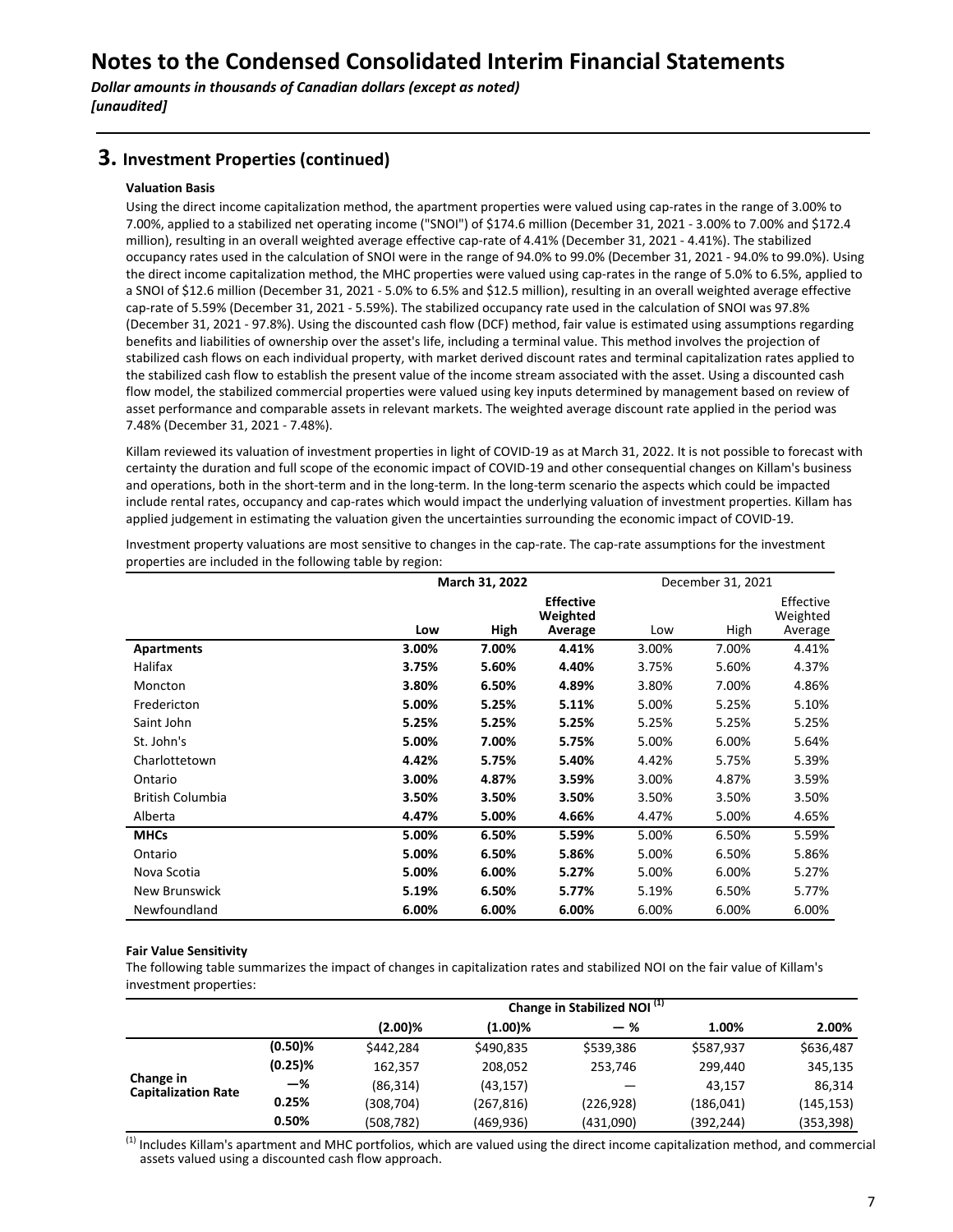# Notes to the Condensed Consolidated Interim Financial Statements

***Dollar amounts in thousands of Canadian dollars (except as noted)***
***[unaudited]***

## 3. Investment Properties (continued)

**Valuation Basis**

Using the direct income capitalization method, the apartment properties were valued using cap-rates in the range of 3.00% to 7.00%, applied to a stabilized net operating income ("SNOI") of $174.6 million (December 31, 2021 - 3.00% to 7.00% and $172.4 million), resulting in an overall weighted average effective cap-rate of 4.41% (December 31, 2021 - 4.41%). The stabilized occupancy rates used in the calculation of SNOI were in the range of 94.0% to 99.0% (December 31, 2021 - 94.0% to 99.0%). Using the direct income capitalization method, the MHC properties were valued using cap-rates in the range of 5.0% to 6.5%, applied to a SNOI of $12.6 million (December 31, 2021 - 5.0% to 6.5% and $12.5 million), resulting in an overall weighted average effective cap-rate of 5.59% (December 31, 2021 - 5.59%). The stabilized occupancy rate used in the calculation of SNOI was 97.8% (December 31, 2021 - 97.8%). Using the discounted cash flow (DCF) method, fair value is estimated using assumptions regarding benefits and liabilities of ownership over the asset's life, including a terminal value. This method involves the projection of stabilized cash flows on each individual property, with market derived discount rates and terminal capitalization rates applied to the stabilized cash flow to establish the present value of the income stream associated with the asset. Using a discounted cash flow model, the stabilized commercial properties were valued using key inputs determined by management based on review of asset performance and comparable assets in relevant markets. The weighted average discount rate applied in the period was 7.48% (December 31, 2021 - 7.48%).

Killam reviewed its valuation of investment properties in light of COVID-19 as at March 31, 2022. It is not possible to forecast with certainty the duration and full scope of the economic impact of COVID-19 and other consequential changes on Killam's business and operations, both in the short-term and in the long-term. In the long-term scenario the aspects which could be impacted include rental rates, occupancy and cap-rates which would impact the underlying valuation of investment properties. Killam has applied judgement in estimating the valuation given the uncertainties surrounding the economic impact of COVID-19.

Investment property valuations are most sensitive to changes in the cap-rate. The cap-rate assumptions for the investment properties are included in the following table by region:

| | **March 31, 2022** | | | December 31, 2021 | | |
|---|---|---|---|---|---|---|
| | **Low** | **High** | **Effective Weighted Average** | Low | High | Effective Weighted Average |
| **Apartments** | **3.00%** | **7.00%** | **4.41%** | 3.00% | 7.00% | 4.41% |
| Halifax | **3.75%** | **5.60%** | **4.40%** | 3.75% | 5.60% | 4.37% |
| Moncton | **3.80%** | **6.50%** | **4.89%** | 3.80% | 7.00% | 4.86% |
| Fredericton | **5.00%** | **5.25%** | **5.11%** | 5.00% | 5.25% | 5.10% |
| Saint John | **5.25%** | **5.25%** | **5.25%** | 5.25% | 5.25% | 5.25% |
| St. John's | **5.00%** | **7.00%** | **5.75%** | 5.00% | 6.00% | 5.64% |
| Charlottetown | **4.42%** | **5.75%** | **5.40%** | 4.42% | 5.75% | 5.39% |
| Ontario | **3.00%** | **4.87%** | **3.59%** | 3.00% | 4.87% | 3.59% |
| British Columbia | **3.50%** | **3.50%** | **3.50%** | 3.50% | 3.50% | 3.50% |
| Alberta | **4.47%** | **5.00%** | **4.66%** | 4.47% | 5.00% | 4.65% |
| **MHCs** | **5.00%** | **6.50%** | **5.59%** | 5.00% | 6.50% | 5.59% |
| Ontario | **5.00%** | **6.50%** | **5.86%** | 5.00% | 6.50% | 5.86% |
| Nova Scotia | **5.00%** | **6.00%** | **5.27%** | 5.00% | 6.00% | 5.27% |
| New Brunswick | **5.19%** | **6.50%** | **5.77%** | 5.19% | 6.50% | 5.77% |
| Newfoundland | **6.00%** | **6.00%** | **6.00%** | 6.00% | 6.00% | 6.00% |

**Fair Value Sensitivity**

The following table summarizes the impact of changes in capitalization rates and stabilized NOI on the fair value of Killam's investment properties:

| | | **Change in Stabilized NOI [1]** | | | | |
|---|---|---|---|---|---|---|
| | | **(2.00)%** | **(1.00)%** | **— %** | **1.00%** | **2.00%** |
| **Change in Capitalization Rate** | **(0.50)%** | $442,284 | $490,835 | $539,386 | $587,937 | $636,487 |
| | **(0.25)%** | 162,357 | 208,052 | 253,746 | 299,440 | 345,135 |
| | **—%** | (86,314) | (43,157) | — | 43,157 | 86,314 |
| | **0.25%** | (308,704) | (267,816) | (226,928) | (186,041) | (145,153) |
| | **0.50%** | (508,782) | (469,936) | (431,090) | (392,244) | (353,398) |

[1] Includes Killam's apartment and MHC portfolios, which are valued using the direct income capitalization method, and commercial assets valued using a discounted cash flow approach.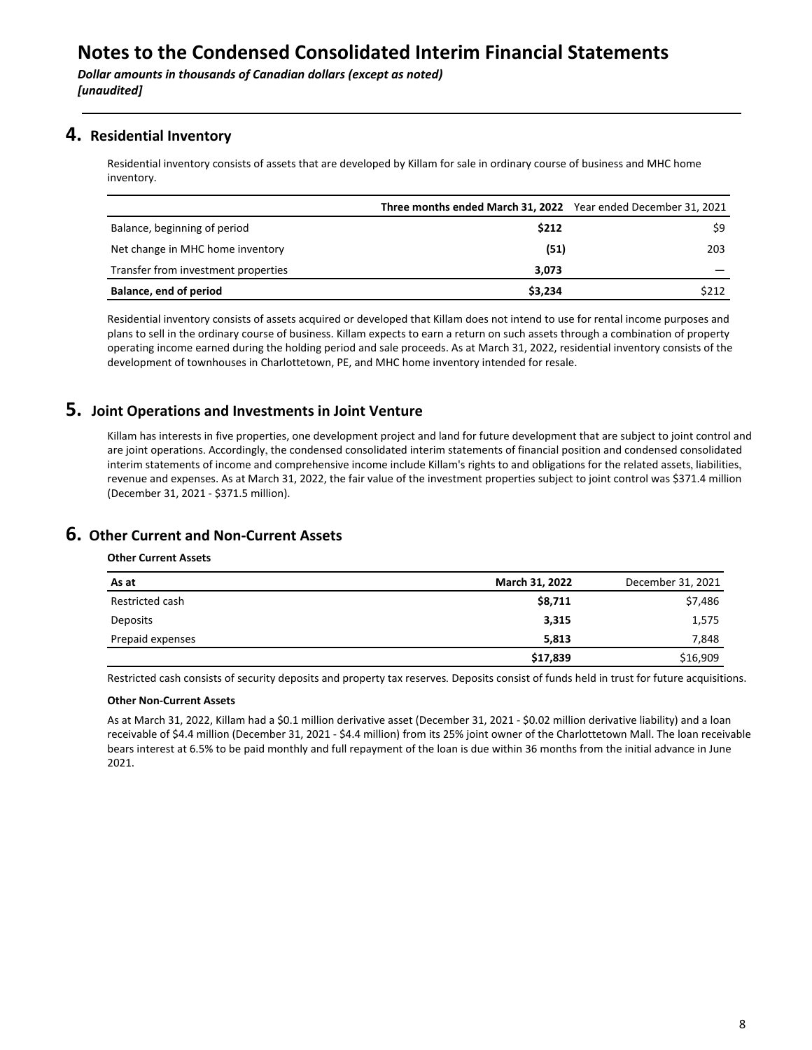# Notes to the Condensed Consolidated Interim Financial Statements

***Dollar amounts in thousands of Canadian dollars (except as noted)***
***[unaudited]***

## 4. Residential Inventory

Residential inventory consists of assets that are developed by Killam for sale in ordinary course of business and MHC home inventory.

| | **Three months ended March 31, 2022** | Year ended December 31, 2021 |
|---|---|---|
| Balance, beginning of period | **$212** | $9 |
| Net change in MHC home inventory | **(51)** | 203 |
| Transfer from investment properties | **3,073** | — |
| **Balance, end of period** | **$3,234** | $212 |

Residential inventory consists of assets acquired or developed that Killam does not intend to use for rental income purposes and plans to sell in the ordinary course of business. Killam expects to earn a return on such assets through a combination of property operating income earned during the holding period and sale proceeds. As at March 31, 2022, residential inventory consists of the development of townhouses in Charlottetown, PE, and MHC home inventory intended for resale.

## 5. Joint Operations and Investments in Joint Venture

Killam has interests in five properties, one development project and land for future development that are subject to joint control and are joint operations. Accordingly, the condensed consolidated interim statements of financial position and condensed consolidated interim statements of income and comprehensive income include Killam's rights to and obligations for the related assets, liabilities, revenue and expenses. As at March 31, 2022, the fair value of the investment properties subject to joint control was $371.4 million (December 31, 2021 - $371.5 million).

## 6. Other Current and Non-Current Assets

**Other Current Assets**

| As at | March 31, 2022 | December 31, 2021 |
|---|---|---|
| Restricted cash | **$8,711** | $7,486 |
| Deposits | **3,315** | 1,575 |
| Prepaid expenses | **5,813** | 7,848 |
| | **$17,839** | $16,909 |

Restricted cash consists of security deposits and property tax reserves. Deposits consist of funds held in trust for future acquisitions.

**Other Non-Current Assets**

As at March 31, 2022, Killam had a $0.1 million derivative asset (December 31, 2021 - $0.02 million derivative liability) and a loan receivable of $4.4 million (December 31, 2021 - $4.4 million) from its 25% joint owner of the Charlottetown Mall. The loan receivable bears interest at 6.5% to be paid monthly and full repayment of the loan is due within 36 months from the initial advance in June 2021.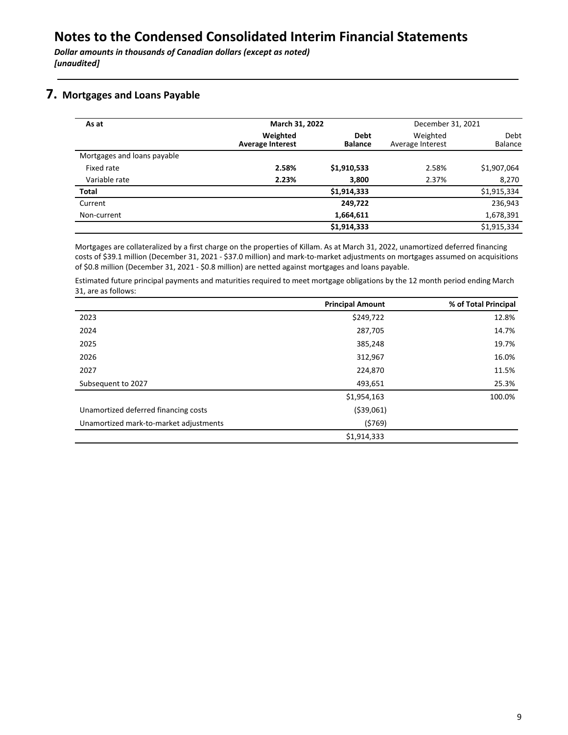# Notes to the Condensed Consolidated Interim Financial Statements

***Dollar amounts in thousands of Canadian dollars (except as noted)***
***[unaudited]***

## 7. Mortgages and Loans Payable

| As at | March 31, 2022 | | December 31, 2021 | |
|---|---|---|---|---|
| | **Weighted Average Interest** | **Debt Balance** | Weighted Average Interest | Debt Balance |
| Mortgages and loans payable | | | | |
| Fixed rate | **2.58%** | **$1,910,533** | 2.58% | $1,907,064 |
| Variable rate | **2.23%** | **3,800** | 2.37% | 8,270 |
| **Total** | | **$1,914,333** | | $1,915,334 |
| Current | | **249,722** | | 236,943 |
| Non-current | | **1,664,611** | | 1,678,391 |
| | | **$1,914,333** | | $1,915,334 |

Mortgages are collateralized by a first charge on the properties of Killam. As at March 31, 2022, unamortized deferred financing costs of $39.1 million (December 31, 2021 - $37.0 million) and mark-to-market adjustments on mortgages assumed on acquisitions of $0.8 million (December 31, 2021 - $0.8 million) are netted against mortgages and loans payable.

Estimated future principal payments and maturities required to meet mortgage obligations by the 12 month period ending March 31, are as follows:

| | Principal Amount | % of Total Principal |
|---|---|---|
| 2023 | $249,722 | 12.8% |
| 2024 | 287,705 | 14.7% |
| 2025 | 385,248 | 19.7% |
| 2026 | 312,967 | 16.0% |
| 2027 | 224,870 | 11.5% |
| Subsequent to 2027 | 493,651 | 25.3% |
| | $1,954,163 | 100.0% |
| Unamortized deferred financing costs | ($39,061) | |
| Unamortized mark-to-market adjustments | ($769) | |
| | $1,914,333 | |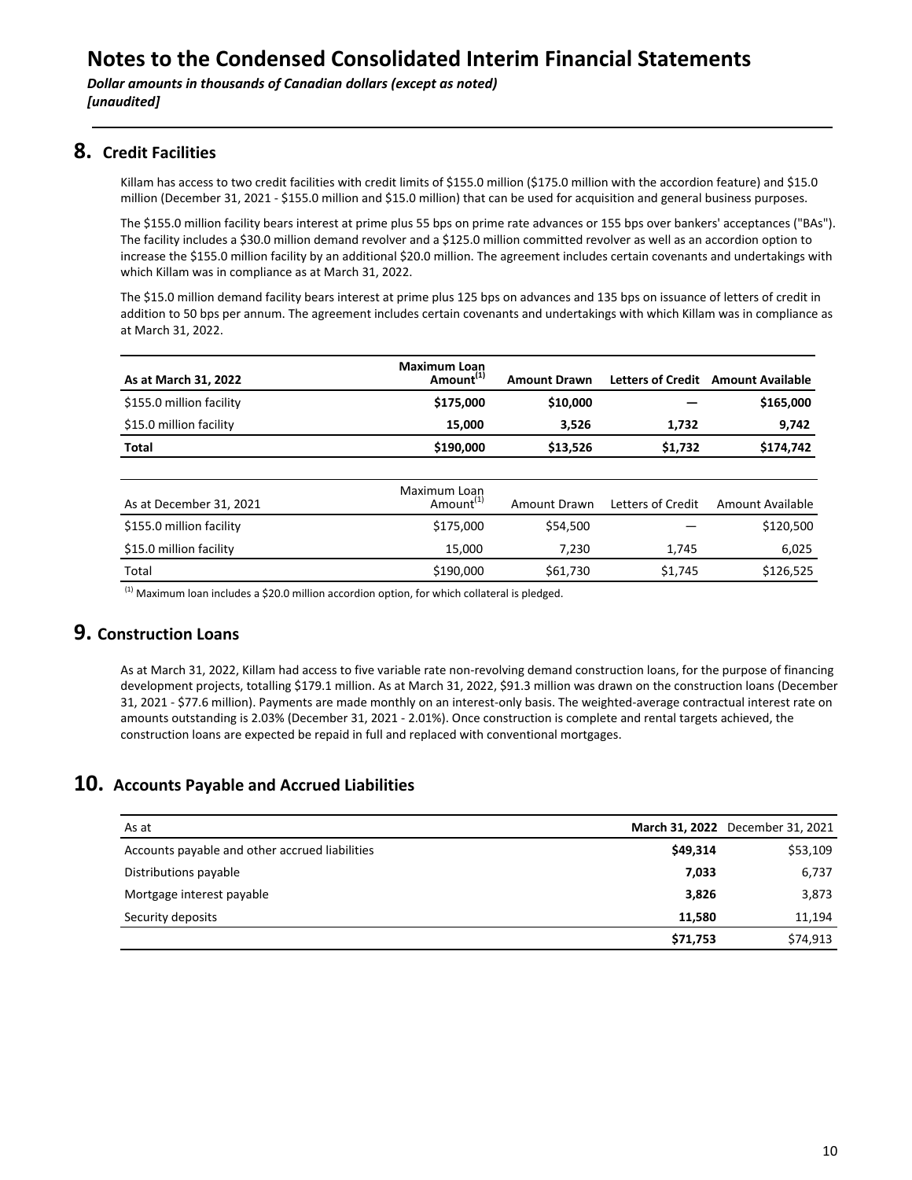# Notes to the Condensed Consolidated Interim Financial Statements

***Dollar amounts in thousands of Canadian dollars (except as noted)***
***[unaudited]***

## 8. Credit Facilities

Killam has access to two credit facilities with credit limits of $155.0 million ($175.0 million with the accordion feature) and $15.0 million (December 31, 2021 - $155.0 million and $15.0 million) that can be used for acquisition and general business purposes.

The $155.0 million facility bears interest at prime plus 55 bps on prime rate advances or 155 bps over bankers' acceptances ("BAs"). The facility includes a $30.0 million demand revolver and a $125.0 million committed revolver as well as an accordion option to increase the $155.0 million facility by an additional $20.0 million. The agreement includes certain covenants and undertakings with which Killam was in compliance as at March 31, 2022.

The $15.0 million demand facility bears interest at prime plus 125 bps on advances and 135 bps on issuance of letters of credit in addition to 50 bps per annum. The agreement includes certain covenants and undertakings with which Killam was in compliance as at March 31, 2022.

| **As at March 31, 2022** | **Maximum Loan Amount[1]** | **Amount Drawn** | **Letters of Credit** | **Amount Available** |
|---|---|---|---|---|
| $155.0 million facility | **$175,000** | **$10,000** | **—** | **$165,000** |
| $15.0 million facility | **15,000** | **3,526** | **1,732** | **9,742** |
| **Total** | **$190,000** | **$13,526** | **$1,732** | **$174,742** |

| As at December 31, 2021 | Maximum Loan Amount[1] | Amount Drawn | Letters of Credit | Amount Available |
|---|---|---|---|---|
| $155.0 million facility | $175,000 | $54,500 | — | $120,500 |
| $15.0 million facility | 15,000 | 7,230 | 1,745 | 6,025 |
| Total | $190,000 | $61,730 | $1,745 | $126,525 |

[1] Maximum loan includes a $20.0 million accordion option, for which collateral is pledged.

## 9. Construction Loans

As at March 31, 2022, Killam had access to five variable rate non-revolving demand construction loans, for the purpose of financing development projects, totalling $179.1 million. As at March 31, 2022, $91.3 million was drawn on the construction loans (December 31, 2021 - $77.6 million). Payments are made monthly on an interest-only basis. The weighted-average contractual interest rate on amounts outstanding is 2.03% (December 31, 2021 - 2.01%). Once construction is complete and rental targets achieved, the construction loans are expected be repaid in full and replaced with conventional mortgages.

## 10. Accounts Payable and Accrued Liabilities

| As at | **March 31, 2022** | December 31, 2021 |
|---|---|---|
| Accounts payable and other accrued liabilities | **$49,314** | $53,109 |
| Distributions payable | **7,033** | 6,737 |
| Mortgage interest payable | **3,826** | 3,873 |
| Security deposits | **11,580** | 11,194 |
| | **$71,753** | $74,913 |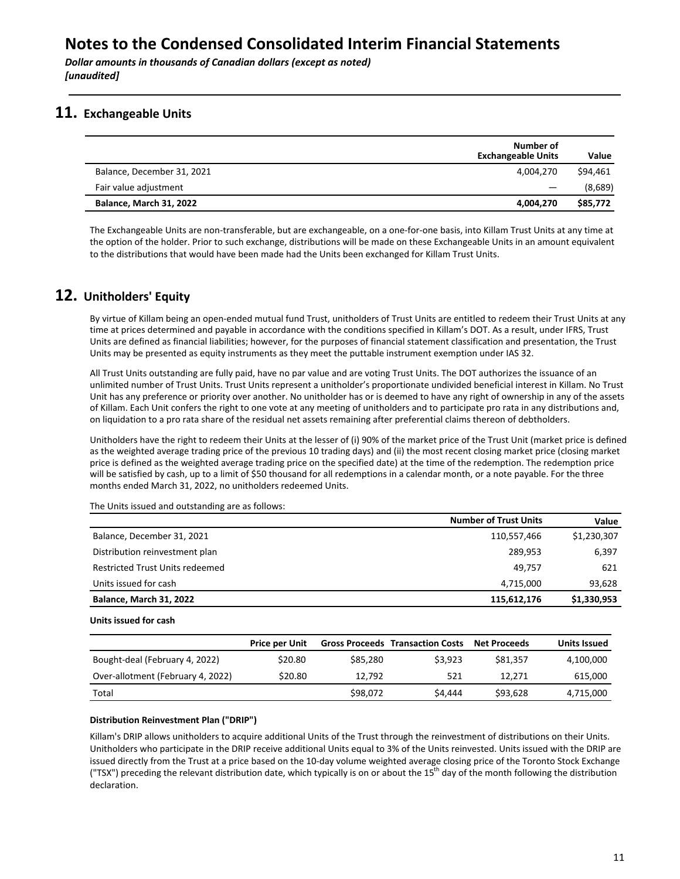# Notes to the Condensed Consolidated Interim Financial Statements

*Dollar amounts in thousands of Canadian dollars (except as noted)*
*[unaudited]*

## 11. Exchangeable Units

| | Number of Exchangeable Units | Value |
|---|---|---|
| Balance, December 31, 2021 | 4,004,270 | $94,461 |
| Fair value adjustment | — | (8,689) |
| **Balance, March 31, 2022** | **4,004,270** | **$85,772** |

The Exchangeable Units are non-transferable, but are exchangeable, on a one-for-one basis, into Killam Trust Units at any time at the option of the holder. Prior to such exchange, distributions will be made on these Exchangeable Units in an amount equivalent to the distributions that would have been made had the Units been exchanged for Killam Trust Units.

## 12. Unitholders' Equity

By virtue of Killam being an open-ended mutual fund Trust, unitholders of Trust Units are entitled to redeem their Trust Units at any time at prices determined and payable in accordance with the conditions specified in Killam's DOT. As a result, under IFRS, Trust Units are defined as financial liabilities; however, for the purposes of financial statement classification and presentation, the Trust Units may be presented as equity instruments as they meet the puttable instrument exemption under IAS 32.

All Trust Units outstanding are fully paid, have no par value and are voting Trust Units. The DOT authorizes the issuance of an unlimited number of Trust Units. Trust Units represent a unitholder's proportionate undivided beneficial interest in Killam. No Trust Unit has any preference or priority over another. No unitholder has or is deemed to have any right of ownership in any of the assets of Killam. Each Unit confers the right to one vote at any meeting of unitholders and to participate pro rata in any distributions and, on liquidation to a pro rata share of the residual net assets remaining after preferential claims thereon of debtholders.

Unitholders have the right to redeem their Units at the lesser of (i) 90% of the market price of the Trust Unit (market price is defined as the weighted average trading price of the previous 10 trading days) and (ii) the most recent closing market price (closing market price is defined as the weighted average trading price on the specified date) at the time of the redemption. The redemption price will be satisfied by cash, up to a limit of $50 thousand for all redemptions in a calendar month, or a note payable. For the three months ended March 31, 2022, no unitholders redeemed Units.

The Units issued and outstanding are as follows:

| | Number of Trust Units | Value |
|---|---|---|
| Balance, December 31, 2021 | 110,557,466 | $1,230,307 |
| Distribution reinvestment plan | 289,953 | 6,397 |
| Restricted Trust Units redeemed | 49,757 | 621 |
| Units issued for cash | 4,715,000 | 93,628 |
| **Balance, March 31, 2022** | **115,612,176** | **$1,330,953** |

**Units issued for cash**

| | Price per Unit | Gross Proceeds | Transaction Costs | Net Proceeds | Units Issued |
|---|---|---|---|---|---|
| Bought-deal (February 4, 2022) | $20.80 | $85,280 | $3,923 | $81,357 | 4,100,000 |
| Over-allotment (February 4, 2022) | $20.80 | 12,792 | 521 | 12,271 | 615,000 |
| Total | | $98,072 | $4,444 | $93,628 | 4,715,000 |

**Distribution Reinvestment Plan ("DRIP")**

Killam's DRIP allows unitholders to acquire additional Units of the Trust through the reinvestment of distributions on their Units. Unitholders who participate in the DRIP receive additional Units equal to 3% of the Units reinvested. Units issued with the DRIP are issued directly from the Trust at a price based on the 10-day volume weighted average closing price of the Toronto Stock Exchange ("TSX") preceding the relevant distribution date, which typically is on or about the 15th day of the month following the distribution declaration.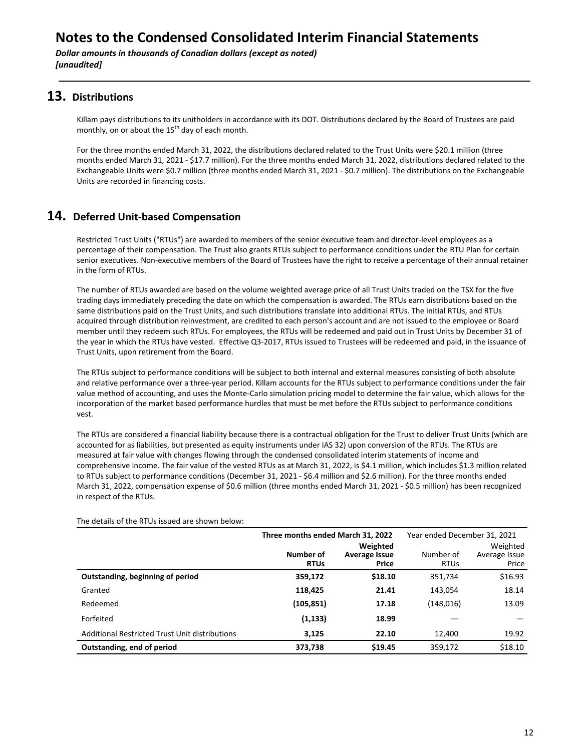# Notes to the Condensed Consolidated Interim Financial Statements

*Dollar amounts in thousands of Canadian dollars (except as noted)*
*[unaudited]*

## 13. Distributions

Killam pays distributions to its unitholders in accordance with its DOT. Distributions declared by the Board of Trustees are paid monthly, on or about the 15th day of each month.

For the three months ended March 31, 2022, the distributions declared related to the Trust Units were $20.1 million (three months ended March 31, 2021 - $17.7 million). For the three months ended March 31, 2022, distributions declared related to the Exchangeable Units were $0.7 million (three months ended March 31, 2021 - $0.7 million). The distributions on the Exchangeable Units are recorded in financing costs.

## 14. Deferred Unit-based Compensation

Restricted Trust Units ("RTUs") are awarded to members of the senior executive team and director-level employees as a percentage of their compensation. The Trust also grants RTUs subject to performance conditions under the RTU Plan for certain senior executives. Non-executive members of the Board of Trustees have the right to receive a percentage of their annual retainer in the form of RTUs.

The number of RTUs awarded are based on the volume weighted average price of all Trust Units traded on the TSX for the five trading days immediately preceding the date on which the compensation is awarded. The RTUs earn distributions based on the same distributions paid on the Trust Units, and such distributions translate into additional RTUs. The initial RTUs, and RTUs acquired through distribution reinvestment, are credited to each person's account and are not issued to the employee or Board member until they redeem such RTUs. For employees, the RTUs will be redeemed and paid out in Trust Units by December 31 of the year in which the RTUs have vested. Effective Q3-2017, RTUs issued to Trustees will be redeemed and paid, in the issuance of Trust Units, upon retirement from the Board.

The RTUs subject to performance conditions will be subject to both internal and external measures consisting of both absolute and relative performance over a three-year period. Killam accounts for the RTUs subject to performance conditions under the fair value method of accounting, and uses the Monte-Carlo simulation pricing model to determine the fair value, which allows for the incorporation of the market based performance hurdles that must be met before the RTUs subject to performance conditions vest.

The RTUs are considered a financial liability because there is a contractual obligation for the Trust to deliver Trust Units (which are accounted for as liabilities, but presented as equity instruments under IAS 32) upon conversion of the RTUs. The RTUs are measured at fair value with changes flowing through the condensed consolidated interim statements of income and comprehensive income. The fair value of the vested RTUs as at March 31, 2022, is $4.1 million, which includes $1.3 million related to RTUs subject to performance conditions (December 31, 2021 - $6.4 million and $2.6 million). For the three months ended March 31, 2022, compensation expense of $0.6 million (three months ended March 31, 2021 - $0.5 million) has been recognized in respect of the RTUs.

The details of the RTUs issued are shown below:

| | **Three months ended March 31, 2022** | | Year ended December 31, 2021 | |
|---|---|---|---|---|
| | **Number of RTUs** | **Weighted Average Issue Price** | Number of RTUs | Weighted Average Issue Price |
| **Outstanding, beginning of period** | **359,172** | **$18.10** | 351,734 | $16.93 |
| Granted | **118,425** | **21.41** | 143,054 | 18.14 |
| Redeemed | **(105,851)** | **17.18** | (148,016) | 13.09 |
| Forfeited | **(1,133)** | **18.99** | — | — |
| Additional Restricted Trust Unit distributions | **3,125** | **22.10** | 12,400 | 19.92 |
| **Outstanding, end of period** | **373,738** | **$19.45** | 359,172 | $18.10 |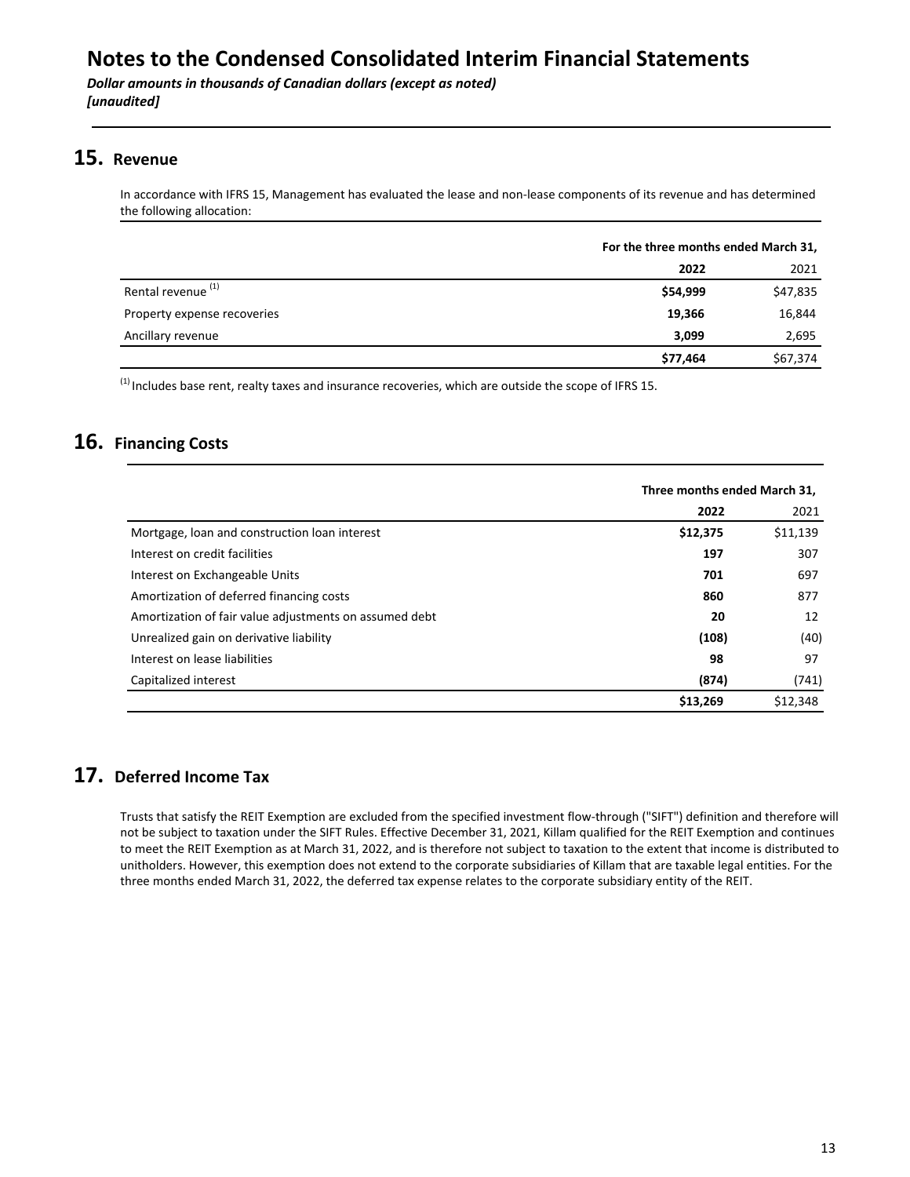# Notes to the Condensed Consolidated Interim Financial Statements

***Dollar amounts in thousands of Canadian dollars (except as noted)***
***[unaudited]***

## 15. Revenue

In accordance with IFRS 15, Management has evaluated the lease and non-lease components of its revenue and has determined the following allocation:

| | For the three months ended March 31, | |
|---|---|---|
| | **2022** | 2021 |
| Rental revenue [(1)] | **$54,999** | $47,835 |
| Property expense recoveries | **19,366** | 16,844 |
| Ancillary revenue | **3,099** | 2,695 |
| | **$77,464** | $67,374 |

[(1)] Includes base rent, realty taxes and insurance recoveries, which are outside the scope of IFRS 15.

## 16. Financing Costs

| | Three months ended March 31, | |
|---|---|---|
| | **2022** | 2021 |
| Mortgage, loan and construction loan interest | **$12,375** | $11,139 |
| Interest on credit facilities | **197** | 307 |
| Interest on Exchangeable Units | **701** | 697 |
| Amortization of deferred financing costs | **860** | 877 |
| Amortization of fair value adjustments on assumed debt | **20** | 12 |
| Unrealized gain on derivative liability | **(108)** | (40) |
| Interest on lease liabilities | **98** | 97 |
| Capitalized interest | **(874)** | (741) |
| | **$13,269** | $12,348 |

## 17. Deferred Income Tax

Trusts that satisfy the REIT Exemption are excluded from the specified investment flow-through ("SIFT") definition and therefore will not be subject to taxation under the SIFT Rules. Effective December 31, 2021, Killam qualified for the REIT Exemption and continues to meet the REIT Exemption as at March 31, 2022, and is therefore not subject to taxation to the extent that income is distributed to unitholders. However, this exemption does not extend to the corporate subsidiaries of Killam that are taxable legal entities. For the three months ended March 31, 2022, the deferred tax expense relates to the corporate subsidiary entity of the REIT.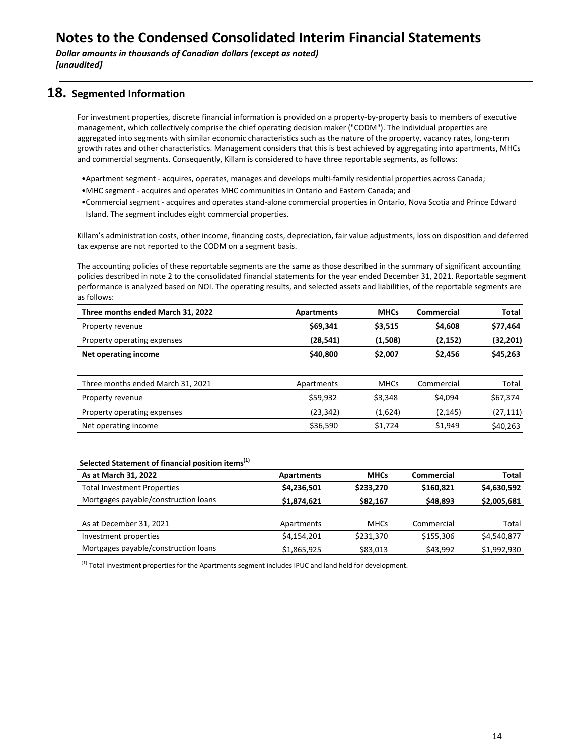# Notes to the Condensed Consolidated Interim Financial Statements

*Dollar amounts in thousands of Canadian dollars (except as noted)*
*[unaudited]*

## 18. Segmented Information

For investment properties, discrete financial information is provided on a property-by-property basis to members of executive management, which collectively comprise the chief operating decision maker ("CODM"). The individual properties are aggregated into segments with similar economic characteristics such as the nature of the property, vacancy rates, long-term growth rates and other characteristics. Management considers that this is best achieved by aggregating into apartments, MHCs and commercial segments. Consequently, Killam is considered to have three reportable segments, as follows:

- Apartment segment - acquires, operates, manages and develops multi-family residential properties across Canada;
- MHC segment - acquires and operates MHC communities in Ontario and Eastern Canada; and
- Commercial segment - acquires and operates stand-alone commercial properties in Ontario, Nova Scotia and Prince Edward Island. The segment includes eight commercial properties.

Killam's administration costs, other income, financing costs, depreciation, fair value adjustments, loss on disposition and deferred tax expense are not reported to the CODM on a segment basis.

The accounting policies of these reportable segments are the same as those described in the summary of significant accounting policies described in note 2 to the consolidated financial statements for the year ended December 31, 2021. Reportable segment performance is analyzed based on NOI. The operating results, and selected assets and liabilities, of the reportable segments are as follows:

| **Three months ended March 31, 2022** | **Apartments** | **MHCs** | **Commercial** | **Total** |
|---|---|---|---|---|
| Property revenue | **$69,341** | **$3,515** | **$4,608** | **$77,464** |
| Property operating expenses | **(28,541)** | **(1,508)** | **(2,152)** | **(32,201)** |
| **Net operating income** | **$40,800** | **$2,007** | **$2,456** | **$45,263** |

| Three months ended March 31, 2021 | Apartments | MHCs | Commercial | Total |
|---|---|---|---|---|
| Property revenue | $59,932 | $3,348 | $4,094 | $67,374 |
| Property operating expenses | (23,342) | (1,624) | (2,145) | (27,111) |
| Net operating income | $36,590 | $1,724 | $1,949 | $40,263 |

**Selected Statement of financial position items[(1)]**

| **As at March 31, 2022** | **Apartments** | **MHCs** | **Commercial** | **Total** |
|---|---|---|---|---|
| Total Investment Properties | **$4,236,501** | **$233,270** | **$160,821** | **$4,630,592** |
| Mortgages payable/construction loans | **$1,874,621** | **$82,167** | **$48,893** | **$2,005,681** |

| As at December 31, 2021 | Apartments | MHCs | Commercial | Total |
|---|---|---|---|---|
| Investment properties | $4,154,201 | $231,370 | $155,306 | $4,540,877 |
| Mortgages payable/construction loans | $1,865,925 | $83,013 | $43,992 | $1,992,930 |

(1) Total investment properties for the Apartments segment includes IPUC and land held for development.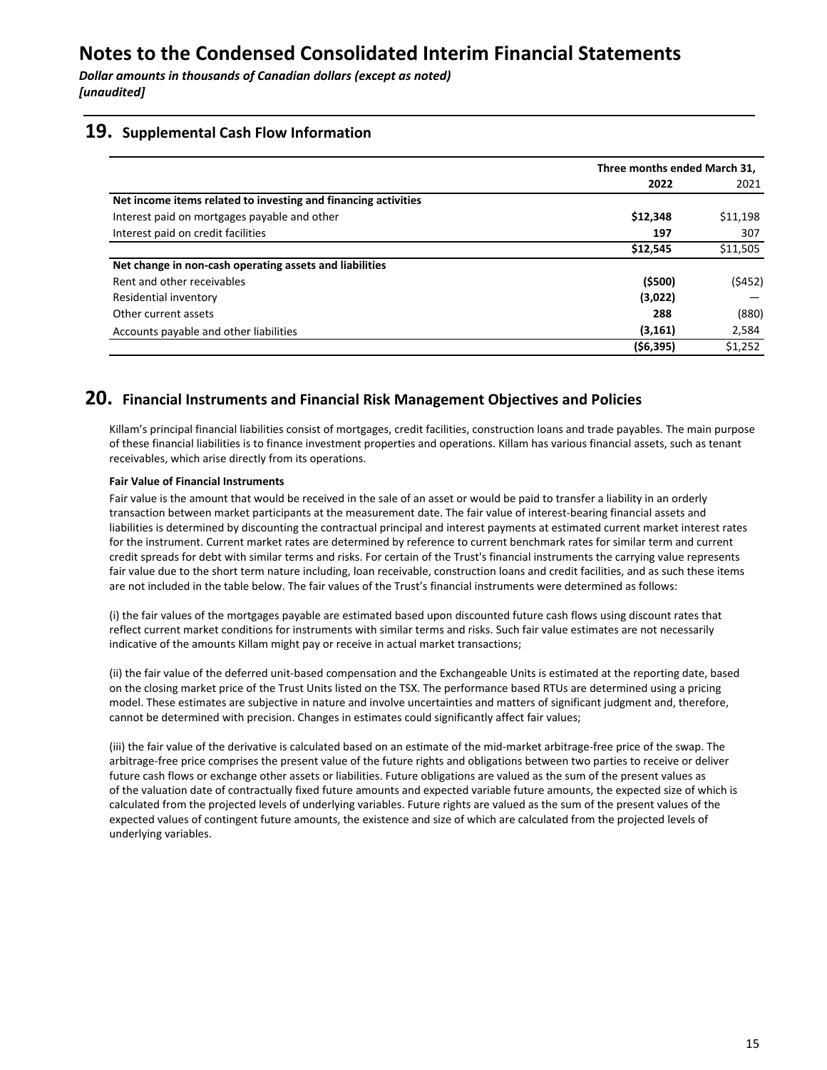# Notes to the Condensed Consolidated Interim Financial Statements

***Dollar amounts in thousands of Canadian dollars (except as noted)***
***[unaudited]***

## 19. Supplemental Cash Flow Information

| | Three months ended March 31, | |
|---|---|---|
| | **2022** | 2021 |
| **Net income items related to investing and financing activities** | | |
| Interest paid on mortgages payable and other | **$12,348** | $11,198 |
| Interest paid on credit facilities | **197** | 307 |
| | **$12,545** | $11,505 |
| **Net change in non-cash operating assets and liabilities** | | |
| Rent and other receivables | **($500)** | ($452) |
| Residential inventory | **(3,022)** | — |
| Other current assets | **288** | (880) |
| Accounts payable and other liabilities | **(3,161)** | 2,584 |
| | **($6,395)** | $1,252 |

## 20. Financial Instruments and Financial Risk Management Objectives and Policies

Killam's principal financial liabilities consist of mortgages, credit facilities, construction loans and trade payables. The main purpose of these financial liabilities is to finance investment properties and operations. Killam has various financial assets, such as tenant receivables, which arise directly from its operations.

**Fair Value of Financial Instruments**

Fair value is the amount that would be received in the sale of an asset or would be paid to transfer a liability in an orderly transaction between market participants at the measurement date. The fair value of interest-bearing financial assets and liabilities is determined by discounting the contractual principal and interest payments at estimated current market interest rates for the instrument. Current market rates are determined by reference to current benchmark rates for similar term and current credit spreads for debt with similar terms and risks. For certain of the Trust's financial instruments the carrying value represents fair value due to the short term nature including, loan receivable, construction loans and credit facilities, and as such these items are not included in the table below. The fair values of the Trust's financial instruments were determined as follows:

(i) the fair values of the mortgages payable are estimated based upon discounted future cash flows using discount rates that reflect current market conditions for instruments with similar terms and risks. Such fair value estimates are not necessarily indicative of the amounts Killam might pay or receive in actual market transactions;

(ii) the fair value of the deferred unit-based compensation and the Exchangeable Units is estimated at the reporting date, based on the closing market price of the Trust Units listed on the TSX. The performance based RTUs are determined using a pricing model. These estimates are subjective in nature and involve uncertainties and matters of significant judgment and, therefore, cannot be determined with precision. Changes in estimates could significantly affect fair values;

(iii) the fair value of the derivative is calculated based on an estimate of the mid-market arbitrage-free price of the swap. The arbitrage-free price comprises the present value of the future rights and obligations between two parties to receive or deliver future cash flows or exchange other assets or liabilities. Future obligations are valued as the sum of the present values as of the valuation date of contractually fixed future amounts and expected variable future amounts, the expected size of which is calculated from the projected levels of underlying variables. Future rights are valued as the sum of the present values of the expected values of contingent future amounts, the existence and size of which are calculated from the projected levels of underlying variables.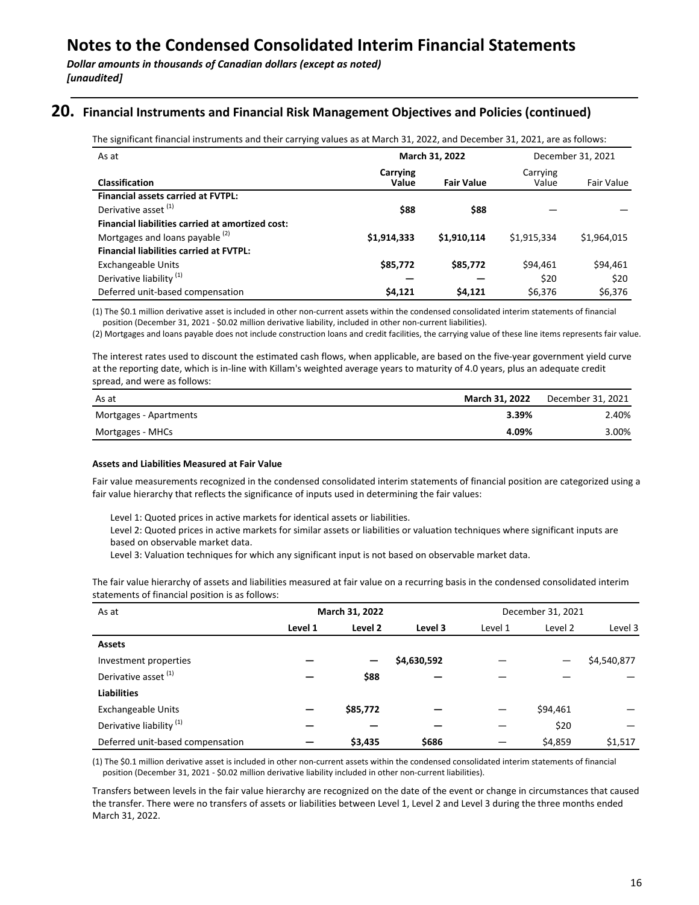# Notes to the Condensed Consolidated Interim Financial Statements

*Dollar amounts in thousands of Canadian dollars (except as noted)*
*[unaudited]*

## 20. Financial Instruments and Financial Risk Management Objectives and Policies (continued)

The significant financial instruments and their carrying values as at March 31, 2022, and December 31, 2021, are as follows:

| As at | March 31, 2022 | | December 31, 2021 | |
|---|---|---|---|---|
| **Classification** | **Carrying Value** | **Fair Value** | Carrying Value | Fair Value |
| **Financial assets carried at FVTPL:** | | | | |
| Derivative asset [(1)] | **$88** | **$88** | — | — |
| **Financial liabilities carried at amortized cost:** | | | | |
| Mortgages and loans payable [(2)] | **$1,914,333** | **$1,910,114** | $1,915,334 | $1,964,015 |
| **Financial liabilities carried at FVTPL:** | | | | |
| Exchangeable Units | **$85,772** | **$85,772** | $94,461 | $94,461 |
| Derivative liability [(1)] | **—** | **—** | $20 | $20 |
| Deferred unit-based compensation | **$4,121** | **$4,121** | $6,376 | $6,376 |

(1) The $0.1 million derivative asset is included in other non-current assets within the condensed consolidated interim statements of financial position (December 31, 2021 - $0.02 million derivative liability, included in other non-current liabilities).

(2) Mortgages and loans payable does not include construction loans and credit facilities, the carrying value of these line items represents fair value.

The interest rates used to discount the estimated cash flows, when applicable, are based on the five-year government yield curve at the reporting date, which is in-line with Killam's weighted average years to maturity of 4.0 years, plus an adequate credit spread, and were as follows:

| As at | March 31, 2022 | December 31, 2021 |
|---|---|---|
| Mortgages - Apartments | **3.39%** | 2.40% |
| Mortgages - MHCs | **4.09%** | 3.00% |

**Assets and Liabilities Measured at Fair Value**

Fair value measurements recognized in the condensed consolidated interim statements of financial position are categorized using a fair value hierarchy that reflects the significance of inputs used in determining the fair values:

Level 1: Quoted prices in active markets for identical assets or liabilities.
Level 2: Quoted prices in active markets for similar assets or liabilities or valuation techniques where significant inputs are based on observable market data.
Level 3: Valuation techniques for which any significant input is not based on observable market data.

The fair value hierarchy of assets and liabilities measured at fair value on a recurring basis in the condensed consolidated interim statements of financial position is as follows:

| As at | March 31, 2022 | | | December 31, 2021 | | |
|---|---|---|---|---|---|---|
| | **Level 1** | **Level 2** | **Level 3** | Level 1 | Level 2 | Level 3 |
| **Assets** | | | | | | |
| Investment properties | **—** | **—** | **$4,630,592** | — | — | $4,540,877 |
| Derivative asset [(1)] | **—** | **$88** | **—** | — | — | — |
| **Liabilities** | | | | | | |
| Exchangeable Units | **—** | **$85,772** | **—** | — | $94,461 | — |
| Derivative liability [(1)] | **—** | **—** | **—** | — | $20 | — |
| Deferred unit-based compensation | **—** | **$3,435** | **$686** | — | $4,859 | $1,517 |

(1) The $0.1 million derivative asset is included in other non-current assets within the condensed consolidated interim statements of financial position (December 31, 2021 - $0.02 million derivative liability included in other non-current liabilities).

Transfers between levels in the fair value hierarchy are recognized on the date of the event or change in circumstances that caused the transfer. There were no transfers of assets or liabilities between Level 1, Level 2 and Level 3 during the three months ended March 31, 2022.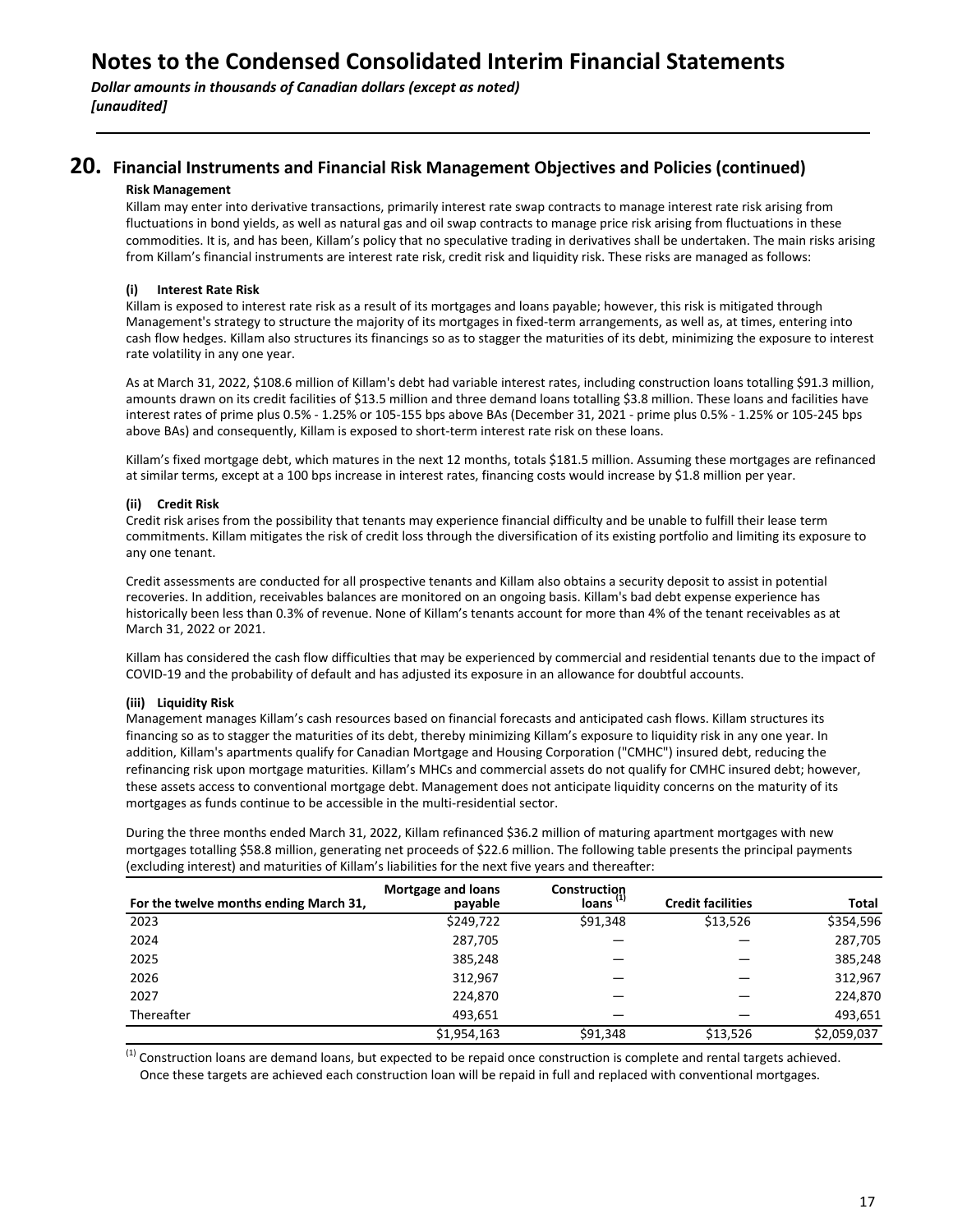# Notes to the Condensed Consolidated Interim Financial Statements

*Dollar amounts in thousands of Canadian dollars (except as noted)*
*[unaudited]*

## 20. Financial Instruments and Financial Risk Management Objectives and Policies (continued)

**Risk Management**

Killam may enter into derivative transactions, primarily interest rate swap contracts to manage interest rate risk arising from fluctuations in bond yields, as well as natural gas and oil swap contracts to manage price risk arising from fluctuations in these commodities. It is, and has been, Killam's policy that no speculative trading in derivatives shall be undertaken. The main risks arising from Killam's financial instruments are interest rate risk, credit risk and liquidity risk. These risks are managed as follows:

**(i) Interest Rate Risk**

Killam is exposed to interest rate risk as a result of its mortgages and loans payable; however, this risk is mitigated through Management's strategy to structure the majority of its mortgages in fixed-term arrangements, as well as, at times, entering into cash flow hedges. Killam also structures its financings so as to stagger the maturities of its debt, minimizing the exposure to interest rate volatility in any one year.

As at March 31, 2022, $108.6 million of Killam's debt had variable interest rates, including construction loans totalling $91.3 million, amounts drawn on its credit facilities of $13.5 million and three demand loans totalling $3.8 million. These loans and facilities have interest rates of prime plus 0.5% - 1.25% or 105-155 bps above BAs (December 31, 2021 - prime plus 0.5% - 1.25% or 105-245 bps above BAs) and consequently, Killam is exposed to short-term interest rate risk on these loans.

Killam's fixed mortgage debt, which matures in the next 12 months, totals $181.5 million. Assuming these mortgages are refinanced at similar terms, except at a 100 bps increase in interest rates, financing costs would increase by $1.8 million per year.

**(ii) Credit Risk**

Credit risk arises from the possibility that tenants may experience financial difficulty and be unable to fulfill their lease term commitments. Killam mitigates the risk of credit loss through the diversification of its existing portfolio and limiting its exposure to any one tenant.

Credit assessments are conducted for all prospective tenants and Killam also obtains a security deposit to assist in potential recoveries. In addition, receivables balances are monitored on an ongoing basis. Killam's bad debt expense experience has historically been less than 0.3% of revenue. None of Killam's tenants account for more than 4% of the tenant receivables as at March 31, 2022 or 2021.

Killam has considered the cash flow difficulties that may be experienced by commercial and residential tenants due to the impact of COVID-19 and the probability of default and has adjusted its exposure in an allowance for doubtful accounts.

**(iii) Liquidity Risk**

Management manages Killam's cash resources based on financial forecasts and anticipated cash flows. Killam structures its financing so as to stagger the maturities of its debt, thereby minimizing Killam's exposure to liquidity risk in any one year. In addition, Killam's apartments qualify for Canadian Mortgage and Housing Corporation ("CMHC") insured debt, reducing the refinancing risk upon mortgage maturities. Killam's MHCs and commercial assets do not qualify for CMHC insured debt; however, these assets access to conventional mortgage debt. Management does not anticipate liquidity concerns on the maturity of its mortgages as funds continue to be accessible in the multi-residential sector.

During the three months ended March 31, 2022, Killam refinanced $36.2 million of maturing apartment mortgages with new mortgages totalling $58.8 million, generating net proceeds of $22.6 million. The following table presents the principal payments (excluding interest) and maturities of Killam's liabilities for the next five years and thereafter:

| For the twelve months ending March 31, | Mortgage and loans payable | Construction loans [1] | Credit facilities | Total |
|---|---|---|---|---|
| 2023 | $249,722 | $91,348 | $13,526 | $354,596 |
| 2024 | 287,705 | — | — | 287,705 |
| 2025 | 385,248 | — | — | 385,248 |
| 2026 | 312,967 | — | — | 312,967 |
| 2027 | 224,870 | — | — | 224,870 |
| Thereafter | 493,651 | — | — | 493,651 |
| | $1,954,163 | $91,348 | $13,526 | $2,059,037 |

[1] Construction loans are demand loans, but expected to be repaid once construction is complete and rental targets achieved. Once these targets are achieved each construction loan will be repaid in full and replaced with conventional mortgages.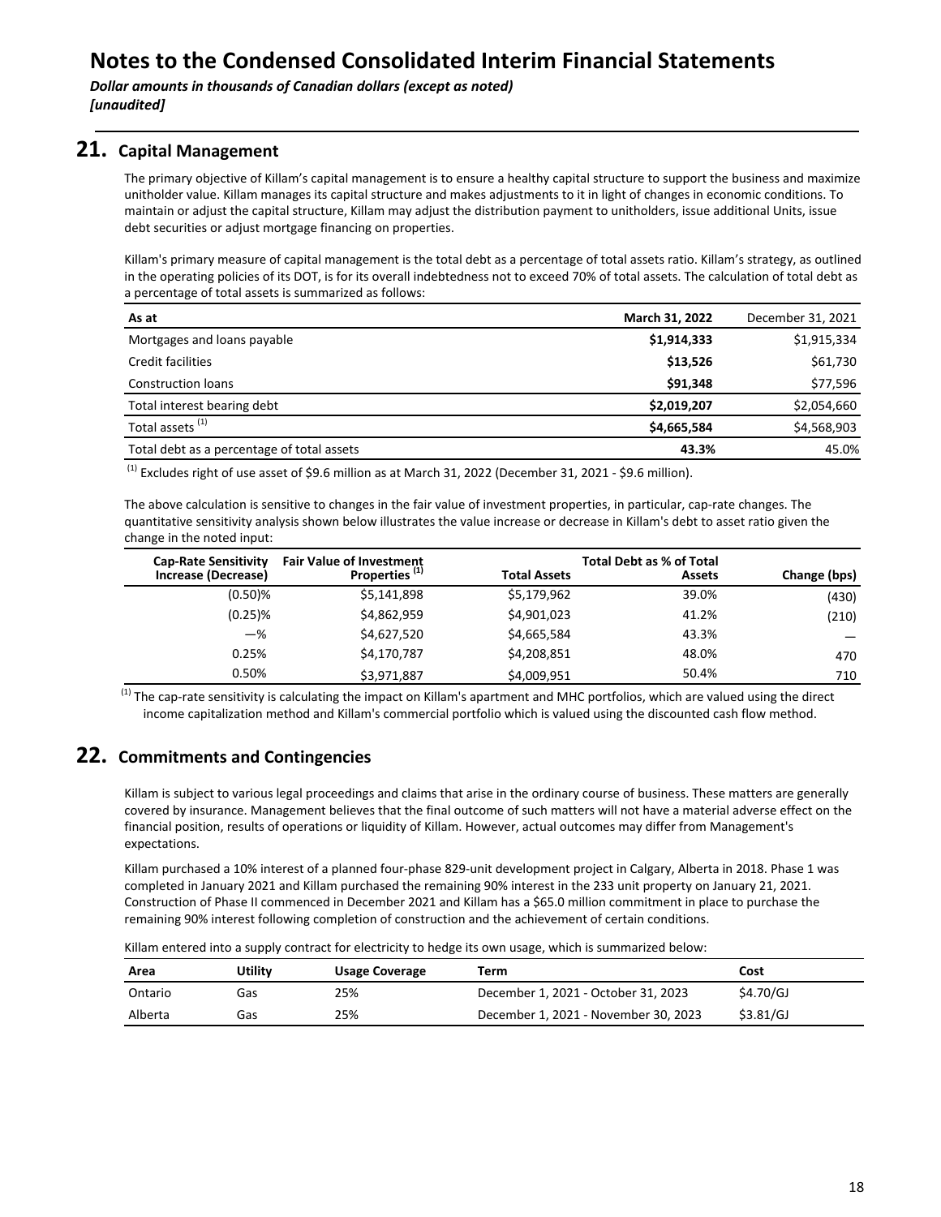# Notes to the Condensed Consolidated Interim Financial Statements

*Dollar amounts in thousands of Canadian dollars (except as noted)*
*[unaudited]*

## 21. Capital Management

The primary objective of Killam's capital management is to ensure a healthy capital structure to support the business and maximize unitholder value. Killam manages its capital structure and makes adjustments to it in light of changes in economic conditions. To maintain or adjust the capital structure, Killam may adjust the distribution payment to unitholders, issue additional Units, issue debt securities or adjust mortgage financing on properties.

Killam's primary measure of capital management is the total debt as a percentage of total assets ratio. Killam's strategy, as outlined in the operating policies of its DOT, is for its overall indebtedness not to exceed 70% of total assets. The calculation of total debt as a percentage of total assets is summarized as follows:

| As at | March 31, 2022 | December 31, 2021 |
|---|---|---|
| Mortgages and loans payable | **$1,914,333** | $1,915,334 |
| Credit facilities | **$13,526** | $61,730 |
| Construction loans | **$91,348** | $77,596 |
| Total interest bearing debt | **$2,019,207** | $2,054,660 |
| Total assets [(1)] | **$4,665,584** | $4,568,903 |
| Total debt as a percentage of total assets | **43.3%** | 45.0% |

[(1)] Excludes right of use asset of $9.6 million as at March 31, 2022 (December 31, 2021 - $9.6 million).

The above calculation is sensitive to changes in the fair value of investment properties, in particular, cap-rate changes. The quantitative sensitivity analysis shown below illustrates the value increase or decrease in Killam's debt to asset ratio given the change in the noted input:

| Cap-Rate Sensitivity Increase (Decrease) | Fair Value of Investment Properties [(1)] | Total Assets | Total Debt as % of Total Assets | Change (bps) |
|---|---|---|---|---|
| (0.50)% | $5,141,898 | $5,179,962 | 39.0% | (430) |
| (0.25)% | $4,862,959 | $4,901,023 | 41.2% | (210) |
| —% | $4,627,520 | $4,665,584 | 43.3% | — |
| 0.25% | $4,170,787 | $4,208,851 | 48.0% | 470 |
| 0.50% | $3,971,887 | $4,009,951 | 50.4% | 710 |

[(1)] The cap-rate sensitivity is calculating the impact on Killam's apartment and MHC portfolios, which are valued using the direct income capitalization method and Killam's commercial portfolio which is valued using the discounted cash flow method.

## 22. Commitments and Contingencies

Killam is subject to various legal proceedings and claims that arise in the ordinary course of business. These matters are generally covered by insurance. Management believes that the final outcome of such matters will not have a material adverse effect on the financial position, results of operations or liquidity of Killam. However, actual outcomes may differ from Management's expectations.

Killam purchased a 10% interest of a planned four-phase 829-unit development project in Calgary, Alberta in 2018. Phase 1 was completed in January 2021 and Killam purchased the remaining 90% interest in the 233 unit property on January 21, 2021. Construction of Phase II commenced in December 2021 and Killam has a $65.0 million commitment in place to purchase the remaining 90% interest following completion of construction and the achievement of certain conditions.

Killam entered into a supply contract for electricity to hedge its own usage, which is summarized below:

| Area | Utility | Usage Coverage | Term | Cost |
|---|---|---|---|---|
| Ontario | Gas | 25% | December 1, 2021 - October 31, 2023 | $4.70/GJ |
| Alberta | Gas | 25% | December 1, 2021 - November 30, 2023 | $3.81/GJ |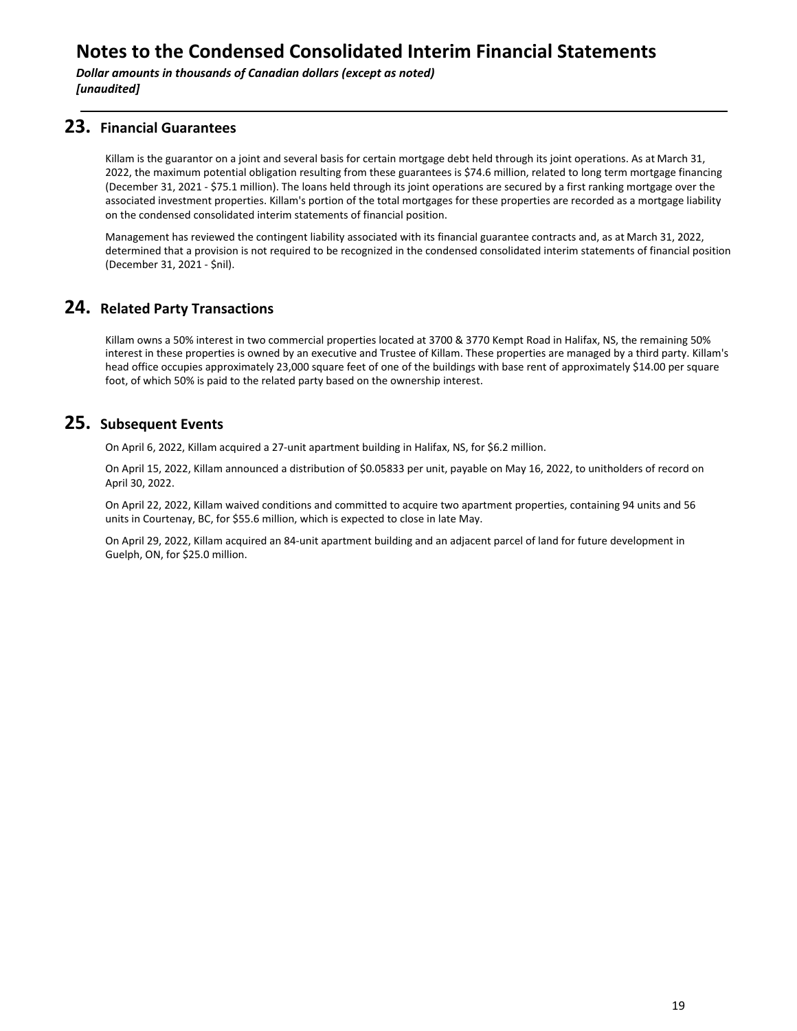# Notes to the Condensed Consolidated Interim Financial Statements

***Dollar amounts in thousands of Canadian dollars (except as noted)***
***[unaudited]***

## 23. Financial Guarantees

Killam is the guarantor on a joint and several basis for certain mortgage debt held through its joint operations. As at March 31, 2022, the maximum potential obligation resulting from these guarantees is $74.6 million, related to long term mortgage financing (December 31, 2021 - $75.1 million). The loans held through its joint operations are secured by a first ranking mortgage over the associated investment properties. Killam's portion of the total mortgages for these properties are recorded as a mortgage liability on the condensed consolidated interim statements of financial position.

Management has reviewed the contingent liability associated with its financial guarantee contracts and, as at March 31, 2022, determined that a provision is not required to be recognized in the condensed consolidated interim statements of financial position (December 31, 2021 - $nil).

## 24. Related Party Transactions

Killam owns a 50% interest in two commercial properties located at 3700 & 3770 Kempt Road in Halifax, NS, the remaining 50% interest in these properties is owned by an executive and Trustee of Killam. These properties are managed by a third party. Killam's head office occupies approximately 23,000 square feet of one of the buildings with base rent of approximately $14.00 per square foot, of which 50% is paid to the related party based on the ownership interest.

## 25. Subsequent Events

On April 6, 2022, Killam acquired a 27-unit apartment building in Halifax, NS, for $6.2 million.

On April 15, 2022, Killam announced a distribution of $0.05833 per unit, payable on May 16, 2022, to unitholders of record on April 30, 2022.

On April 22, 2022, Killam waived conditions and committed to acquire two apartment properties, containing 94 units and 56 units in Courtenay, BC, for $55.6 million, which is expected to close in late May.

On April 29, 2022, Killam acquired an 84-unit apartment building and an adjacent parcel of land for future development in Guelph, ON, for $25.0 million.